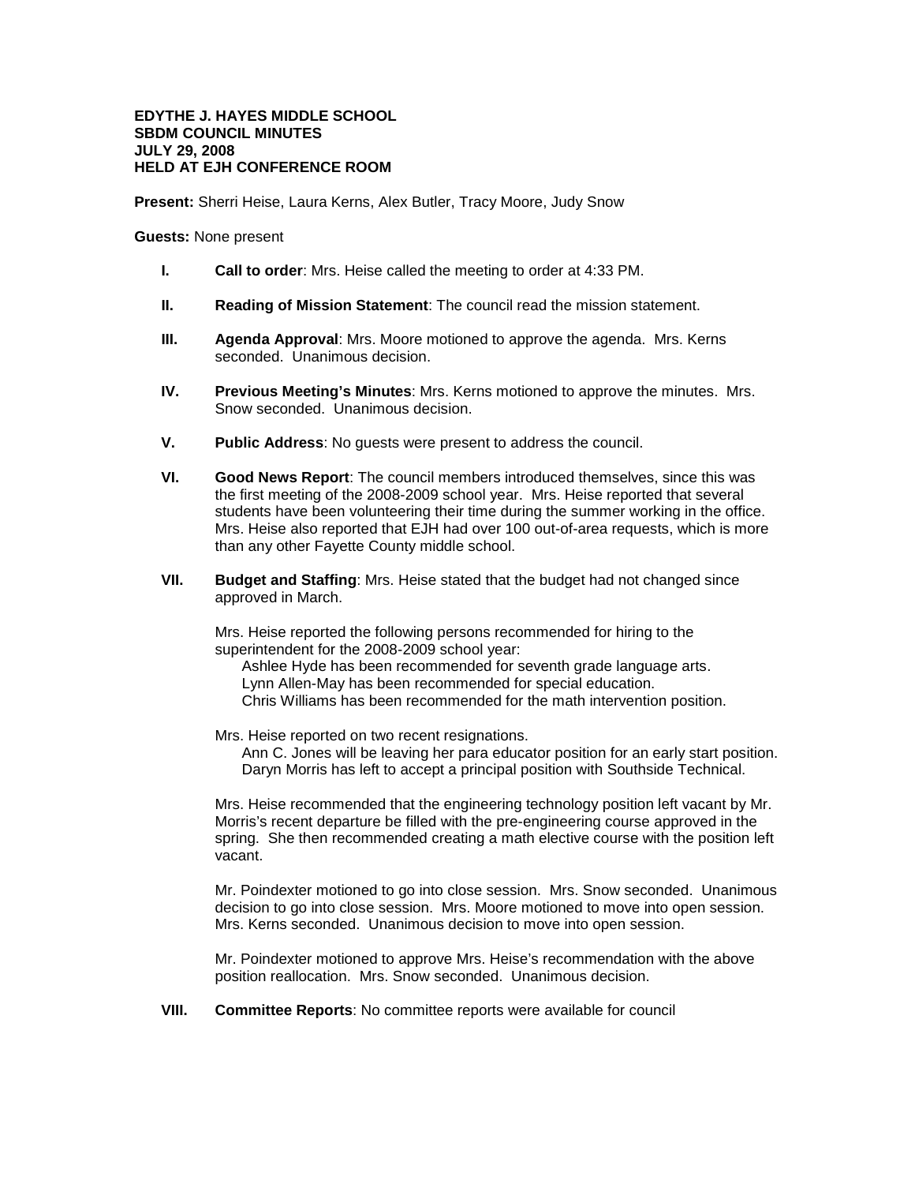**EDYTHE J. HAYES MIDDLE SCHOOL**
**SBDM COUNCIL MINUTES**
**JULY 29, 2008**
**HELD AT EJH CONFERENCE ROOM**

**Present:** Sherri Heise, Laura Kerns, Alex Butler, Tracy Moore, Judy Snow

**Guests:** None present

**I.** **Call to order**: Mrs. Heise called the meeting to order at 4:33 PM.

**II.** **Reading of Mission Statement**: The council read the mission statement.

**III.** **Agenda Approval**: Mrs. Moore motioned to approve the agenda. Mrs. Kerns seconded. Unanimous decision.

**IV.** **Previous Meeting's Minutes**: Mrs. Kerns motioned to approve the minutes. Mrs. Snow seconded. Unanimous decision.

**V.** **Public Address**: No guests were present to address the council.

**VI.** **Good News Report**: The council members introduced themselves, since this was the first meeting of the 2008-2009 school year. Mrs. Heise reported that several students have been volunteering their time during the summer working in the office. Mrs. Heise also reported that EJH had over 100 out-of-area requests, which is more than any other Fayette County middle school.

**VII.** **Budget and Staffing**: Mrs. Heise stated that the budget had not changed since approved in March.

Mrs. Heise reported the following persons recommended for hiring to the superintendent for the 2008-2009 school year:

- Ashlee Hyde has been recommended for seventh grade language arts.
- Lynn Allen-May has been recommended for special education.
- Chris Williams has been recommended for the math intervention position.

Mrs. Heise reported on two recent resignations.

- Ann C. Jones will be leaving her para educator position for an early start position.
- Daryn Morris has left to accept a principal position with Southside Technical.

Mrs. Heise recommended that the engineering technology position left vacant by Mr. Morris's recent departure be filled with the pre-engineering course approved in the spring. She then recommended creating a math elective course with the position left vacant.

Mr. Poindexter motioned to go into close session. Mrs. Snow seconded. Unanimous decision to go into close session. Mrs. Moore motioned to move into open session. Mrs. Kerns seconded. Unanimous decision to move into open session.

Mr. Poindexter motioned to approve Mrs. Heise's recommendation with the above position reallocation. Mrs. Snow seconded. Unanimous decision.

**VIII.** **Committee Reports**: No committee reports were available for council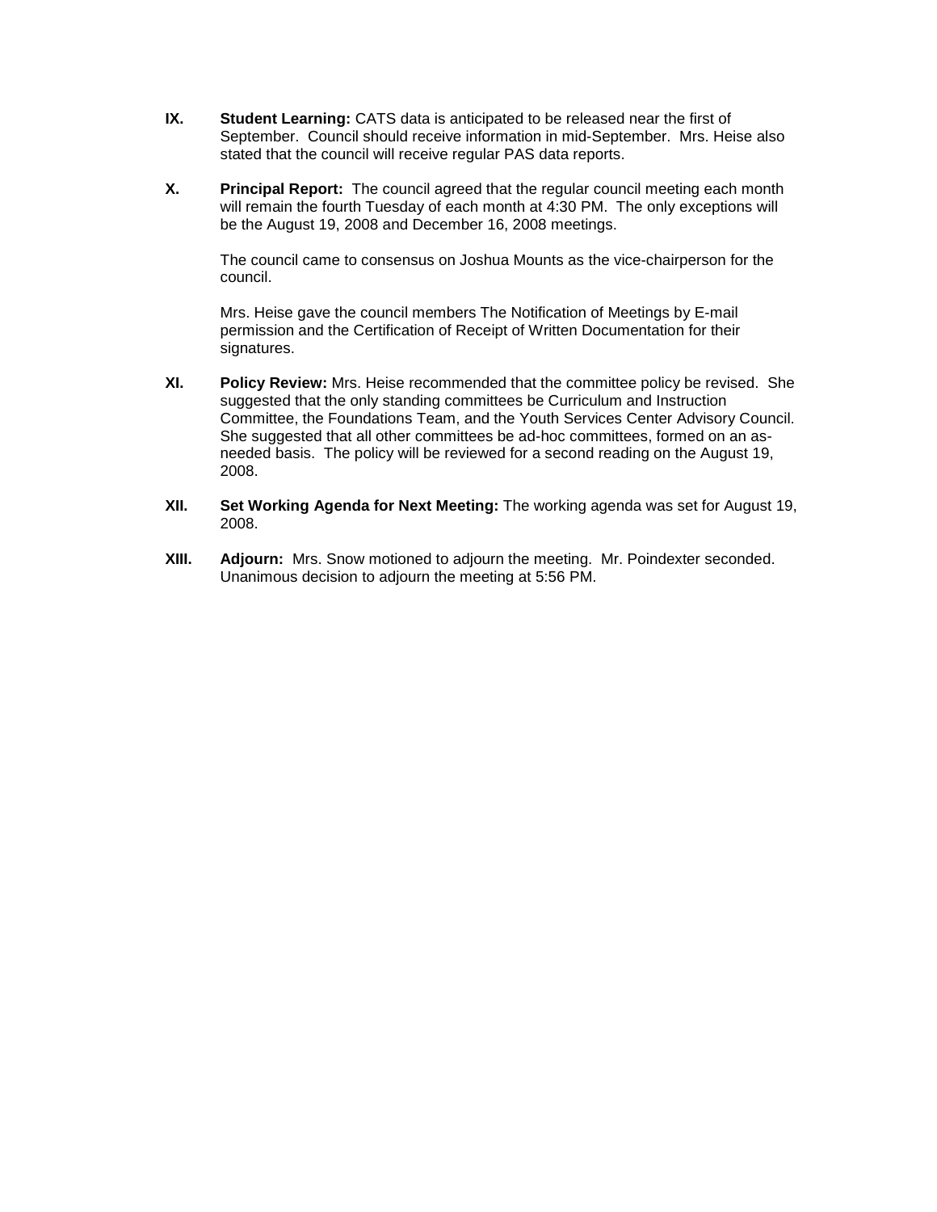**IX.** **Student Learning:** CATS data is anticipated to be released near the first of September. Council should receive information in mid-September. Mrs. Heise also stated that the council will receive regular PAS data reports.

**X.** **Principal Report:** The council agreed that the regular council meeting each month will remain the fourth Tuesday of each month at 4:30 PM. The only exceptions will be the August 19, 2008 and December 16, 2008 meetings.

The council came to consensus on Joshua Mounts as the vice-chairperson for the council.

Mrs. Heise gave the council members The Notification of Meetings by E-mail permission and the Certification of Receipt of Written Documentation for their signatures.

**XI.** **Policy Review:** Mrs. Heise recommended that the committee policy be revised. She suggested that the only standing committees be Curriculum and Instruction Committee, the Foundations Team, and the Youth Services Center Advisory Council. She suggested that all other committees be ad-hoc committees, formed on an as-needed basis. The policy will be reviewed for a second reading on the August 19, 2008.

**XII.** **Set Working Agenda for Next Meeting:** The working agenda was set for August 19, 2008.

**XIII.** **Adjourn:** Mrs. Snow motioned to adjourn the meeting. Mr. Poindexter seconded. Unanimous decision to adjourn the meeting at 5:56 PM.